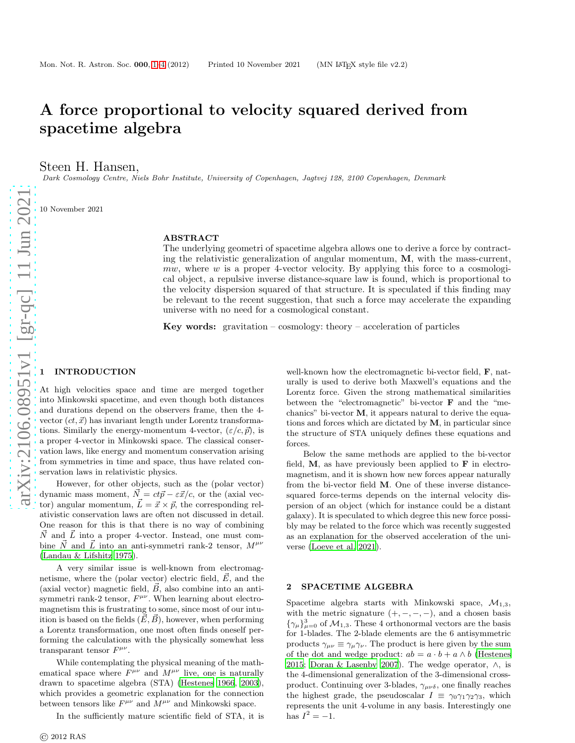# A force proportional to velocity squared derived from spacetime algebra

Steen H. Hansen,

*Dark Cosmology Centre, Niels Bohr Institute, University of Copenhagen, Jagtvej 128, 2100 Copenhagen, Denmark*

10 November 2021

## ABSTRACT

The underlying geometri of spacetime algebra allows one to derive a force by contracting the relativistic generalization of angular momentum, $\mathbf{M}$, with the mass-current, $mw$, where $w$ is a proper 4-vector velocity. By applying this force to a cosmological object, a repulsive inverse distance-square law is found, which is proportional to the velocity dispersion squared of that structure. It is speculated if this finding may be relevant to the recent suggestion, that such a force may accelerate the expanding universe with no need for a cosmological constant.

**Key words:** gravitation – cosmology: theory – acceleration of particles

## 1 INTRODUCTION

At high velocities space and time are merged together into Minkowski spacetime, and even though both distances and durations depend on the observers frame, then the 4-vector $(ct, \vec{x})$ has invariant length under Lorentz transformations. Similarly the energy-momentum 4-vector, $(\varepsilon/c, \vec{p})$, is a proper 4-vector in Minkowski space. The classical conservation laws, like energy and momentum conservation arising from symmetries in time and space, thus have related conservation laws in relativistic physics.

However, for other objects, such as the (polar vector) dynamic mass moment, $\vec{N} = ct\vec{p} - \varepsilon\vec{x}/c$, or the (axial vector) angular momentum, $\vec{L} = \vec{x} \times \vec{p}$, the corresponding relativistic conservation laws are often not discussed in detail. One reason for this is that there is no way of combining $\vec{N}$ and $\vec{L}$ into a proper 4-vector. Instead, one must combine $\vec{N}$ and $\vec{L}$ into an anti-symmetri rank-2 tensor, $M^{\mu\nu}$ (Landau & Lifshitz 1975).

A very similar issue is well-known from electromagnetisme, where the (polar vector) electric field, $\vec{E}$, and the (axial vector) magnetic field, $\vec{B}$, also combine into an antisymmetri rank-2 tensor, $F^{\mu\nu}$. When learning about electromagnetism this is frustrating to some, since most of our intuition is based on the fields $(\vec{E}, \vec{B})$, however, when performing a Lorentz transformation, one most often finds oneself performing the calculations with the physically somewhat less transparant tensor $F^{\mu\nu}$.

While contemplating the physical meaning of the mathematical space where $F^{\mu\nu}$ and $M^{\mu\nu}$ live, one is naturally drawn to spacetime algebra (STA) (Hestenes 1966, 2003), which provides a geometric explanation for the connection between tensors like $F^{\mu\nu}$ and $M^{\mu\nu}$ and Minkowski space.

In the sufficiently mature scientific field of STA, it is well-known how the electromagnetic bi-vector field, $\mathbf{F}$, naturally is used to derive both Maxwell's equations and the Lorentz force. Given the strong mathematical similarities between the "electromagnetic" bi-vector $\mathbf{F}$ and the "mechanics" bi-vector $\mathbf{M}$, it appears natural to derive the equations and forces which are dictated by $\mathbf{M}$, in particular since the structure of STA uniquely defines these equations and forces.

Below the same methods are applied to the bi-vector field, $\mathbf{M}$, as have previously been applied to $\mathbf{F}$ in electromagnetism, and it is shown how new forces appear naturally from the bi-vector field $\mathbf{M}$. One of these inverse distance-squared force-terms depends on the internal velocity dispersion of an object (which for instance could be a distant galaxy). It is speculated to which degree this new force possibly may be related to the force which was recently suggested as an explanation for the observed acceleration of the universe (Loeve et al. 2021).

## 2 SPACETIME ALGEBRA

Spacetime algebra starts with Minkowski space, $\mathcal{M}_{1,3}$, with the metric signature $(+,-,-,-)$, and a chosen basis $\{\gamma_\mu\}_{\mu=0}^{3}$ of $\mathcal{M}_{1,3}$. These 4 orthonormal vectors are the basis for 1-blades. The 2-blade elements are the 6 antisymmetric products $\gamma_{\mu\nu} \equiv \gamma_\mu \gamma_\nu$. The product is here given by the sum of the dot and wedge product: $ab = a \cdot b + a \wedge b$ (Hestenes 2015; Doran & Lasenby 2007). The wedge operator, $\wedge$, is the 4-dimensional generalization of the 3-dimensional cross-product. Continuing over 3-blades, $\gamma_{\mu\nu\delta}$, one finally reaches the highest grade, the pseudoscalar $I \equiv \gamma_0\gamma_1\gamma_2\gamma_3$, which represents the unit 4-volume in any basis. Interestingly one has $I^2 = -1$.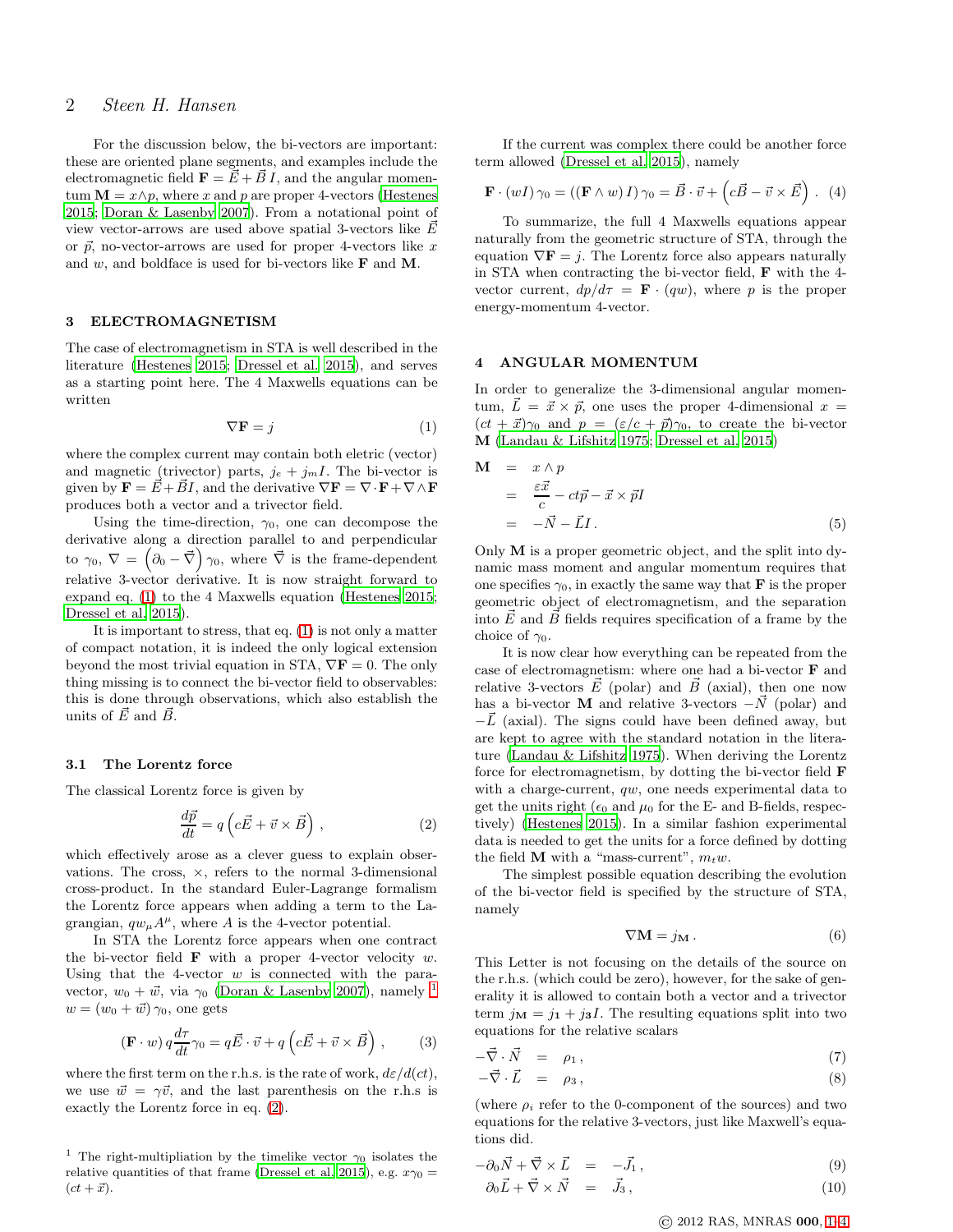For the discussion below, the bi-vectors are important: these are oriented plane segments, and examples include the electromagnetic field $\mathbf{F} = \vec{E} + \vec{B}\,I$, and the angular momentum $\mathbf{M} = x \wedge p$, where $x$ and $p$ are proper 4-vectors (Hestenes 2015; Doran & Lasenby 2007). From a notational point of view vector-arrows are used above spatial 3-vectors like $\vec{E}$ or $\vec{p}$, no-vector-arrows are used for proper 4-vectors like $x$ and $w$, and boldface is used for bi-vectors like $\mathbf{F}$ and $\mathbf{M}$.

## 3 ELECTROMAGNETISM

The case of electromagnetism in STA is well described in the literature (Hestenes 2015; Dressel et al. 2015), and serves as a starting point here. The 4 Maxwells equations can be written

$$\nabla \mathbf{F} = j \tag{1}$$

where the complex current may contain both eletric (vector) and magnetic (trivector) parts, $j_e + j_m I$. The bi-vector is given by $\mathbf{F} = \vec{E} + \vec{B}I$, and the derivative $\nabla \mathbf{F} = \nabla \cdot \mathbf{F} + \nabla \wedge \mathbf{F}$ produces both a vector and a trivector field.

Using the time-direction, $\gamma_0$, one can decompose the derivative along a direction parallel to and perpendicular to $\gamma_0$, $\nabla = \left(\partial_0 - \vec{\nabla}\right)\gamma_0$, where $\vec{\nabla}$ is the frame-dependent relative 3-vector derivative. It is now straight forward to expand eq. (1) to the 4 Maxwells equation (Hestenes 2015; Dressel et al. 2015).

It is important to stress, that eq. (1) is not only a matter of compact notation, it is indeed the only logical extension beyond the most trivial equation in STA, $\nabla \mathbf{F} = 0$. The only thing missing is to connect the bi-vector field to observables: this is done through observations, which also establish the units of $\vec{E}$ and $\vec{B}$.

### 3.1 The Lorentz force

The classical Lorentz force is given by

$$\frac{d\vec{p}}{dt} = q\left(c\vec{E} + \vec{v} \times \vec{B}\right) , \tag{2}$$

which effectively arose as a clever guess to explain observations. The cross, $\times$, refers to the normal 3-dimensional cross-product. In the standard Euler-Lagrange formalism the Lorentz force appears when adding a term to the Lagrangian, $qw_\mu A^\mu$, where $A$ is the 4-vector potential.

In STA the Lorentz force appears when one contract the bi-vector field $\mathbf{F}$ with a proper 4-vector velocity $w$. Using that the 4-vector $w$ is connected with the paravector, $w_0 + \vec{w}$, via $\gamma_0$ (Doran & Lasenby 2007), namely [1] $w = (w_0 + \vec{w})\,\gamma_0$, one gets

$$(\mathbf{F} \cdot w)\, q\frac{d\tau}{dt}\gamma_0 = q\vec{E}\cdot\vec{v} + q\left(c\vec{E} + \vec{v} \times \vec{B}\right) , \tag{3}$$

where the first term on the r.h.s. is the rate of work, $d\varepsilon/d(ct)$, we use $\vec{w} = \gamma\vec{v}$, and the last parenthesis on the r.h.s is exactly the Lorentz force in eq. (2).

[1] The right-multipliation by the timelike vector $\gamma_0$ isolates the relative quantities of that frame (Dressel et al. 2015), e.g. $x\gamma_0 = (ct + \vec{x})$.

If the current was complex there could be another force term allowed (Dressel et al. 2015), namely

$$\mathbf{F} \cdot (wI)\,\gamma_0 = \left((\mathbf{F} \wedge w)\, I\right)\gamma_0 = \vec{B}\cdot\vec{v} + \left(c\vec{B} - \vec{v} \times \vec{E}\right) . \tag{4}$$

To summarize, the full 4 Maxwells equations appear naturally from the geometric structure of STA, through the equation $\nabla \mathbf{F} = j$. The Lorentz force also appears naturally in STA when contracting the bi-vector field, $\mathbf{F}$ with the 4-vector current, $dp/d\tau = \mathbf{F} \cdot (qw)$, where $p$ is the proper energy-momentum 4-vector.

## 4 ANGULAR MOMENTUM

In order to generalize the 3-dimensional angular momentum, $\vec{L} = \vec{x} \times \vec{p}$, one uses the proper 4-dimensional $x = (ct + \vec{x})\gamma_0$ and $p = (\varepsilon/c + \vec{p})\gamma_0$, to create the bi-vector $\mathbf{M}$ (Landau & Lifshitz 1975; Dressel et al. 2015)

$$\begin{aligned} \mathbf{M} &= x \wedge p \\ &= \frac{\varepsilon\vec{x}}{c} - ct\vec{p} - \vec{x} \times \vec{p} I \\ &= -\vec{N} - \vec{L} I\, . \end{aligned} \tag{5}$$

Only $\mathbf{M}$ is a proper geometric object, and the split into dynamic mass moment and angular momentum requires that one specifies $\gamma_0$, in exactly the same way that $\mathbf{F}$ is the proper geometric object of electromagnetism, and the separation into $\vec{E}$ and $\vec{B}$ fields requires specification of a frame by the choice of $\gamma_0$.

It is now clear how everything can be repeated from the case of electromagnetism: where one had a bi-vector $\mathbf{F}$ and relative 3-vectors $\vec{E}$ (polar) and $\vec{B}$ (axial), then one now has a bi-vector $\mathbf{M}$ and relative 3-vectors $-\vec{N}$ (polar) and $-\vec{L}$ (axial). The signs could have been defined away, but are kept to agree with the standard notation in the literature (Landau & Lifshitz 1975). When deriving the Lorentz force for electromagnetism, by dotting the bi-vector field $\mathbf{F}$ with a charge-current, $qw$, one needs experimental data to get the units right ($\epsilon_0$ and $\mu_0$ for the E- and B-fields, respectively) (Hestenes 2015). In a similar fashion experimental data is needed to get the units for a force defined by dotting the field $\mathbf{M}$ with a "mass-current", $m_t w$.

The simplest possible equation describing the evolution of the bi-vector field is specified by the structure of STA, namely

$$\nabla \mathbf{M} = j_{\mathbf{M}}\, . \tag{6}$$

This Letter is not focusing on the details of the source on the r.h.s. (which could be zero), however, for the sake of generality it is allowed to contain both a vector and a trivector term $j_{\mathbf{M}} = j_{\mathbf{1}} + j_{\mathbf{3}} I$. The resulting equations split into two equations for the relative scalars

$$-\vec{\nabla} \cdot \vec{N} = \rho_1\, , \tag{7}$$

$$-\vec{\nabla} \cdot \vec{L} = \rho_3\, , \tag{8}$$

(where $\rho_i$ refer to the 0-component of the sources) and two equations for the relative 3-vectors, just like Maxwell's equations did.

$$-\partial_0 \vec{N} + \vec{\nabla} \times \vec{L} = -\vec{J}_1\, , \tag{9}$$

$$\partial_0 \vec{L} + \vec{\nabla} \times \vec{N} = \vec{J}_3\, , \tag{10}$$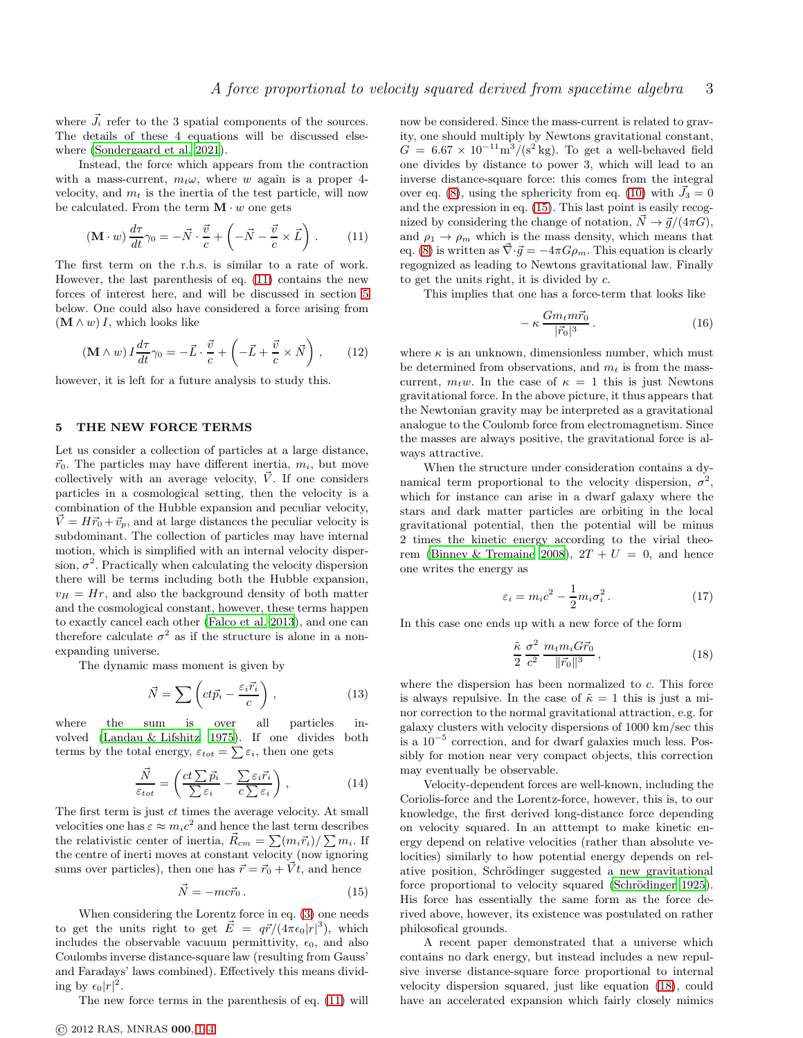where $\vec{J}_i$ refer to the 3 spatial components of the sources. The details of these 4 equations will be discussed elsewhere (Sondergaard et al. 2021).

Instead, the force which appears from the contraction with a mass-current, where $w$ again is a proper 4-velocity, and $m_t$ is the inertia of the test particle, will now be calculated. From the term $\mathbf{M} \cdot w$ one gets

$$(\mathbf{M} \cdot w) \frac{d\tau}{dt} \gamma_0 = -\vec{N} \cdot \frac{\vec{v}}{c} + \left( -\vec{N} - \frac{\vec{v}}{c} \times \vec{L} \right) . \tag{11}$$

The first term on the r.h.s. is similar to a rate of work. However, the last parenthesis of eq. (11) contains the new forces of interest here, and will be discussed in section 5 below. One could also have considered a force arising from $(\mathbf{M} \wedge w) I$, which looks like

$$(\mathbf{M} \wedge w) I \frac{d\tau}{dt} \gamma_0 = -\vec{L} \cdot \frac{\vec{v}}{c} + \left( -\vec{L} + \frac{\vec{v}}{c} \times \vec{N} \right) , \tag{12}$$

however, it is left for a future analysis to study this.

## 5 THE NEW FORCE TERMS

Let us consider a collection of particles at a large distance, $\vec{r}_0$. The particles may have different inertia, $m_i$, but move collectively with an average velocity, $\vec{V}$. If one considers particles in a cosmological setting, then the velocity is a combination of the Hubble expansion and peculiar velocity, $\vec{V} = H\vec{r}_0 + \vec{v}_p$, and at large distances the peculiar velocity is subdominant. The collection of particles may have internal motion, which is simplified with an internal velocity dispersion, $\sigma^2$. Practically when calculating the velocity dispersion there will be terms including both the Hubble expansion, $v_H = Hr$, and also the background density of both matter and the cosmological constant, however, these terms happen to exactly cancel each other (Falco et al. 2013), and one can therefore calculate $\sigma^2$ as if the structure is alone in a non-expanding universe.

The dynamic mass moment is given by

$$\vec{N} = \sum \left( ct\vec{p}_i - \frac{\varepsilon_i \vec{r}_i}{c} \right) , \tag{13}$$

where the sum is over all particles involved (Landau & Lifshitz 1975). If one divides both terms by the total energy, $\varepsilon_{tot} = \sum \varepsilon_i$, then one gets

$$\frac{\vec{N}}{\varepsilon_{tot}} = \left( \frac{ct \sum \vec{p}_i}{\sum \varepsilon_i} - \frac{\sum \varepsilon_i \vec{r}_i}{c \sum \varepsilon_i} \right) , \tag{14}$$

The first term is just $ct$ times the average velocity. At small velocities one has $\varepsilon \approx m_i c^2$ and hence the last term describes the relativistic center of inertia, $\vec{R}_{cm} = \sum (m_i \vec{r}_i) / \sum m_i$. If the centre of inerti moves at constant velocity (now ignoring sums over particles), then one has $\vec{r} = \vec{r}_0 + \vec{V}t$, and hence

$$\vec{N} = -mc\vec{r}_0 . \tag{15}$$

When considering the Lorentz force in eq. (3) one needs to get the units right to get $\vec{E} = q\vec{r}/(4\pi\epsilon_0 |r|^3)$, which includes the observable vacuum permittivity, $\epsilon_0$, and also Coulombs inverse distance-square law (resulting from Gauss' and Faradays' laws combined). Effectively this means dividing by $\epsilon_0 |r|^2$.

The new force terms in the parenthesis of eq. (11) will now be considered. Since the mass-current is related to gravity, one should multiply by Newtons gravitational constant, $G = 6.67 \times 10^{-11} \mathrm{m}^3/(\mathrm{s}^2\,\mathrm{kg})$. To get a well-behaved field one divides by distance to power 3, which will lead to an inverse distance-square force: this comes from the integral over eq. (8), using the sphericity from eq. (10) with $\vec{J}_3 = 0$ and the expression in eq. (15). This last point is easily recognized by considering the change of notation, $\vec{N} \to \vec{g}/(4\pi G)$, and $\rho_1 \to \rho_m$ which is the mass density, which means that eq. (8) is written as $\vec{\nabla} \cdot \vec{g} = -4\pi G \rho_m$. This equation is clearly regognized as leading to Newtons gravitational law. Finally to get the units right, it is divided by $c$.

This implies that one has a force-term that looks like

$$-\kappa \frac{G m_t m \vec{r}_0}{|\vec{r}_0|^3} . \tag{16}$$

where $\kappa$ is an unknown, dimensionless number, which must be determined from observations, and $m_t$ is from the mass-current, $m_t w$. In the case of $\kappa = 1$ this is just Newtons gravitational force. In the above picture, it thus appears that the Newtonian gravity may be interpreted as a gravitational analogue to the Coulomb force from electromagnetism. Since the masses are always positive, the gravitational force is always attractive.

When the structure under consideration contains a dynamical term proportional to the velocity dispersion, $\sigma^2$, which for instance can arise in a dwarf galaxy where the stars and dark matter particles are orbiting in the local gravitational potential, then the potential will be minus 2 times the kinetic energy according to the virial theorem (Binney & Tremaine 2008), $2T + U = 0$, and hence one writes the energy as

$$\varepsilon_i = m_i c^2 - \frac{1}{2} m_i \sigma_i^2 . \tag{17}$$

In this case one ends up with a new force of the form

$$\frac{\tilde{\kappa}}{2} \frac{\sigma^2}{c^2} \frac{m_t m_i G \vec{r}_0}{\|\vec{r}_0\|^3} , \tag{18}$$

where the dispersion has been normalized to $c$. This force is always repulsive. In the case of $\tilde{\kappa} = 1$ this is just a minor correction to the normal gravitational attraction, e.g. for galaxy clusters with velocity dispersions of 1000 km/sec this is a $10^{-5}$ correction, and for dwarf galaxies much less. Possibly for motion near very compact objects, this correction may eventually be observable.

Velocity-dependent forces are well-known, including the Coriolis-force and the Lorentz-force, however, this is, to our knowledge, the first derived long-distance force depending on velocity squared. In an atttempt to make kinetic energy depend on relative velocities (rather than absolute velocities) similarly to how potential energy depends on relative position, Schrödinger suggested a new gravitational force proportional to velocity squared (Schrödinger 1925). His force has essentially the same form as the force derived above, however, its existence was postulated on rather philosofical grounds.

A recent paper demonstrated that a universe which contains no dark energy, but instead includes a new repulsive inverse distance-square force proportional to internal velocity dispersion squared, just like equation (18), could have an accelerated expansion which fairly closely mimics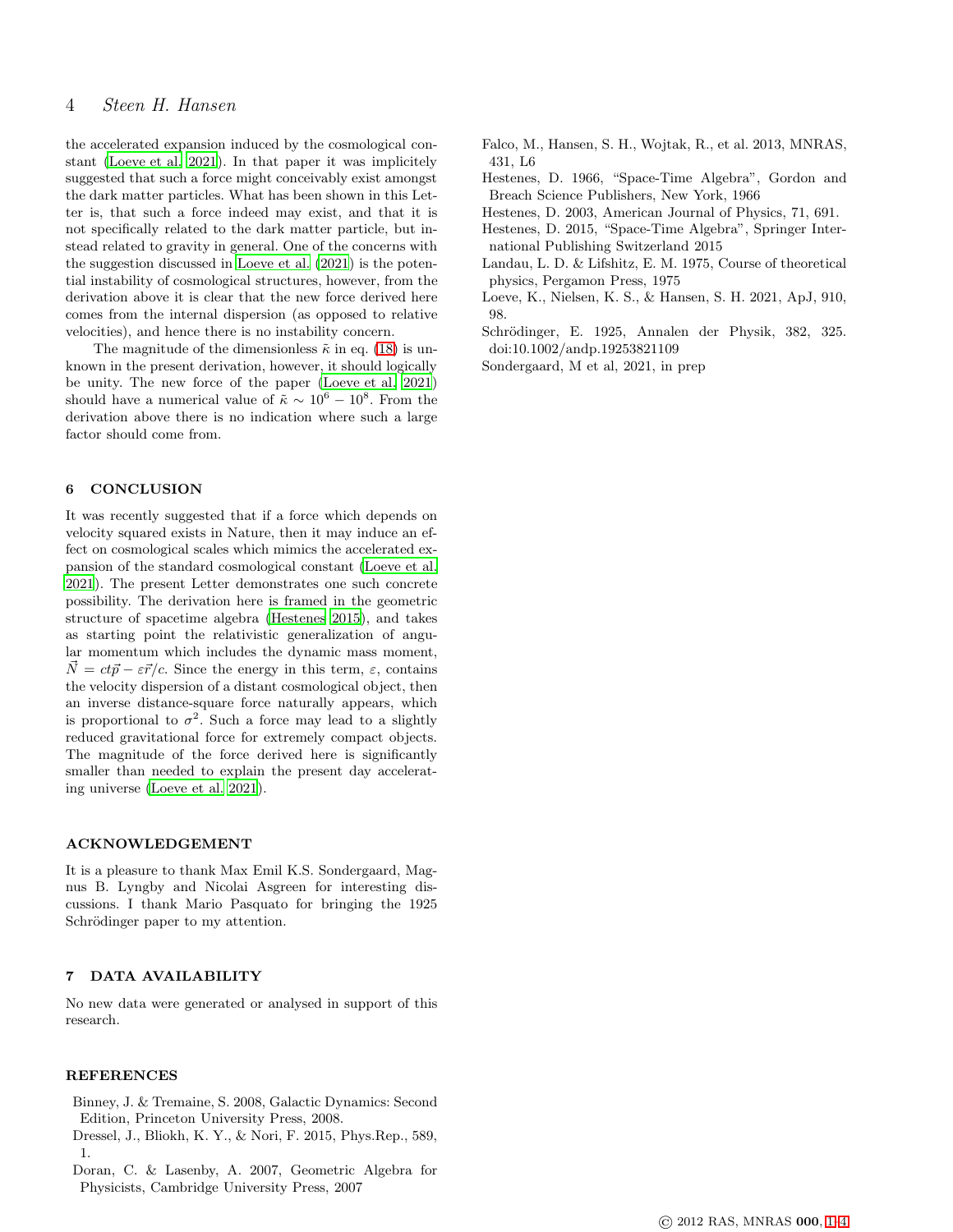the accelerated expansion induced by the cosmological constant (Loeve et al. 2021). In that paper it was implicitely suggested that such a force might conceivably exist amongst the dark matter particles. What has been shown in this Letter is, that such a force indeed may exist, and that it is not specifically related to the dark matter particle, but instead related to gravity in general. One of the concerns with the suggestion discussed in Loeve et al. (2021) is the potential instability of cosmological structures, however, from the derivation above it is clear that the new force derived here comes from the internal dispersion (as opposed to relative velocities), and hence there is no instability concern.

The magnitude of the dimensionless $\tilde{\kappa}$ in eq. (18) is unknown in the present derivation, however, it should logically be unity. The new force of the paper (Loeve et al. 2021) should have a numerical value of $\tilde{\kappa} \sim 10^6 - 10^8$. From the derivation above there is no indication where such a large factor should come from.

## 6 CONCLUSION

It was recently suggested that if a force which depends on velocity squared exists in Nature, then it may induce an effect on cosmological scales which mimics the accelerated expansion of the standard cosmological constant (Loeve et al. 2021). The present Letter demonstrates one such concrete possibility. The derivation here is framed in the geometric structure of spacetime algebra (Hestenes 2015), and takes as starting point the relativistic generalization of angular momentum which includes the dynamic mass moment, $\vec{N} = ct\vec{p} - \varepsilon\vec{r}/c$. Since the energy in this term, $\varepsilon$, contains the velocity dispersion of a distant cosmological object, then an inverse distance-square force naturally appears, which is proportional to $\sigma^2$. Such a force may lead to a slightly reduced gravitational force for extremely compact objects. The magnitude of the force derived here is significantly smaller than needed to explain the present day accelerating universe (Loeve et al. 2021).

## ACKNOWLEDGEMENT

It is a pleasure to thank Max Emil K.S. Sondergaard, Magnus B. Lyngby and Nicolai Asgreen for interesting discussions. I thank Mario Pasquato for bringing the 1925 Schrödinger paper to my attention.

## 7 DATA AVAILABILITY

No new data were generated or analysed in support of this research.

## REFERENCES

Binney, J. & Tremaine, S. 2008, Galactic Dynamics: Second Edition, Princeton University Press, 2008.

Dressel, J., Bliokh, K. Y., & Nori, F. 2015, Phys.Rep., 589, 1.

Doran, C. & Lasenby, A. 2007, Geometric Algebra for Physicists, Cambridge University Press, 2007

Falco, M., Hansen, S. H., Wojtak, R., et al. 2013, MNRAS, 431, L6

Hestenes, D. 1966, "Space-Time Algebra", Gordon and Breach Science Publishers, New York, 1966

Hestenes, D. 2003, American Journal of Physics, 71, 691.

Hestenes, D. 2015, "Space-Time Algebra", Springer International Publishing Switzerland 2015

Landau, L. D. & Lifshitz, E. M. 1975, Course of theoretical physics, Pergamon Press, 1975

Loeve, K., Nielsen, K. S., & Hansen, S. H. 2021, ApJ, 910, 98.

Schrödinger, E. 1925, Annalen der Physik, 382, 325. doi:10.1002/andp.19253821109

Sondergaard, M et al, 2021, in prep